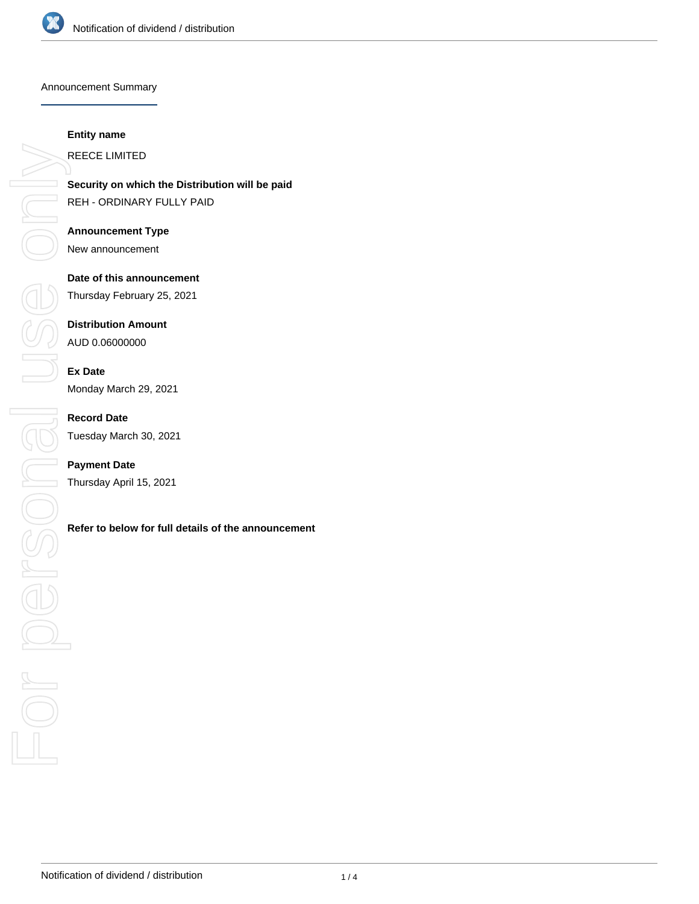## Announcement Summary

**Entity name**

REECE LIMITED

**Security on which the Distribution will be paid**

REH - ORDINARY FULLY PAID

**Announcement Type**

New announcement

**Date of this announcement**

Thursday February 25, 2021

**Distribution Amount**

AUD 0.06000000

**Ex Date**

Monday March 29, 2021

**Record Date**

Tuesday March 30, 2021

**Payment Date**

Thursday April 15, 2021

**Refer to below for full details of the announcement**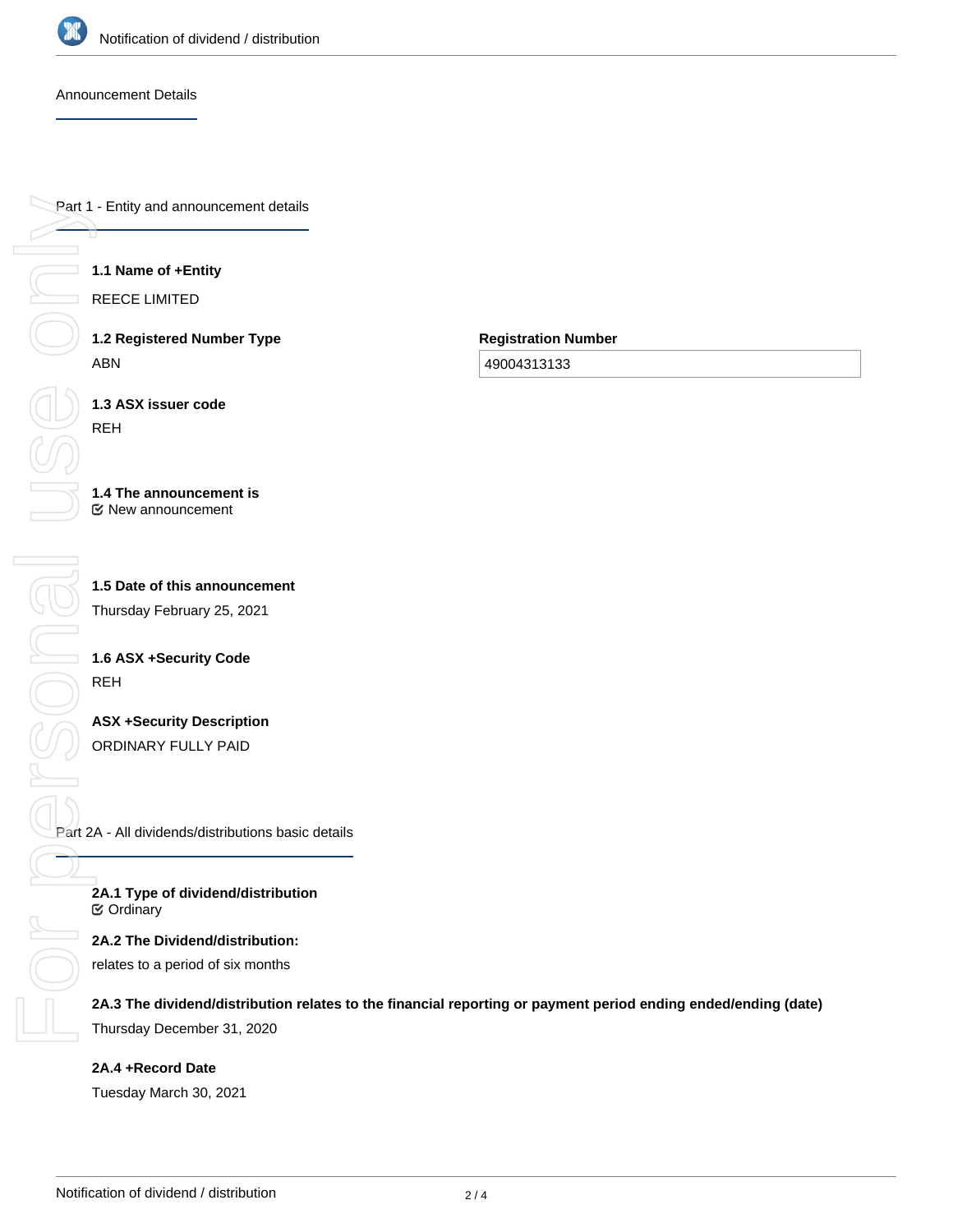## Announcement Details

### Part 1 - Entity and announcement details

**1.1 Name of +Entity**

REECE LIMITED

**1.2 Registered Number Type**

ABN

**Registration Number**

49004313133

**1.3 ASX issuer code**

REH

**1.4 The announcement is**

☑ New announcement

**1.5 Date of this announcement**

Thursday February 25, 2021

**1.6 ASX +Security Code**

REH

**ASX +Security Description**

ORDINARY FULLY PAID

### Part 2A - All dividends/distributions basic details

**2A.1 Type of dividend/distribution**

☑ Ordinary

**2A.2 The Dividend/distribution:**

relates to a period of six months

**2A.3 The dividend/distribution relates to the financial reporting or payment period ending ended/ending (date)**

Thursday December 31, 2020

**2A.4 +Record Date**

Tuesday March 30, 2021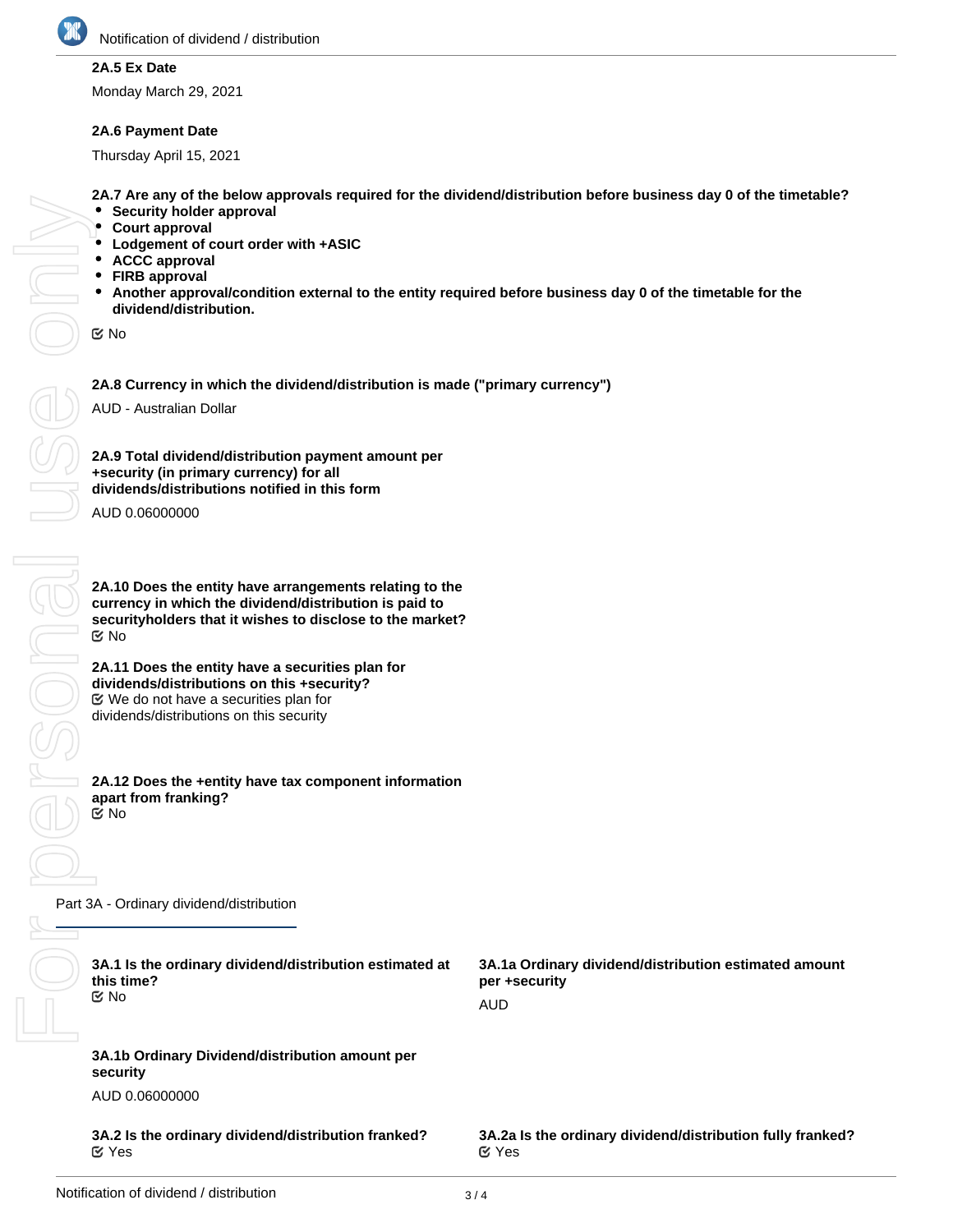**2A.5 Ex Date**

Monday March 29, 2021

**2A.6 Payment Date**

Thursday April 15, 2021

**2A.7 Are any of the below approvals required for the dividend/distribution before business day 0 of the timetable?**

- **Security holder approval**
- **Court approval**
- **Lodgement of court order with +ASIC**
- **ACCC approval**
- **FIRB approval**
- **Another approval/condition external to the entity required before business day 0 of the timetable for the dividend/distribution.**

☑ No

**2A.8 Currency in which the dividend/distribution is made ("primary currency")**

AUD - Australian Dollar

**2A.9 Total dividend/distribution payment amount per +security (in primary currency) for all dividends/distributions notified in this form**

AUD 0.06000000

**2A.10 Does the entity have arrangements relating to the currency in which the dividend/distribution is paid to securityholders that it wishes to disclose to the market?**

☑ No

**2A.11 Does the entity have a securities plan for dividends/distributions on this +security?**

☑ We do not have a securities plan for dividends/distributions on this security

**2A.12 Does the +entity have tax component information apart from franking?**

☑ No

## Part 3A - Ordinary dividend/distribution

**3A.1 Is the ordinary dividend/distribution estimated at this time?**

☑ No

**3A.1a Ordinary dividend/distribution estimated amount per +security**

AUD

**3A.1b Ordinary Dividend/distribution amount per security**

AUD 0.06000000

**3A.2 Is the ordinary dividend/distribution franked?**

☑ Yes

**3A.2a Is the ordinary dividend/distribution fully franked?**

☑ Yes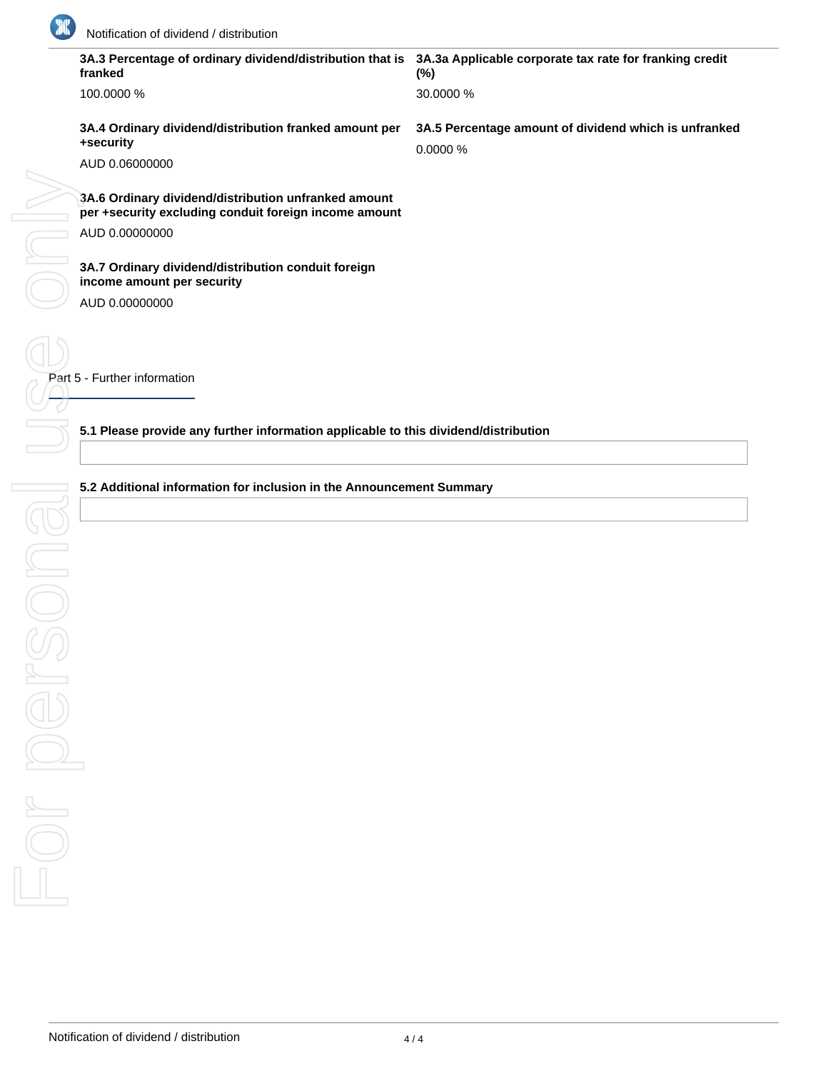**3A.3 Percentage of ordinary dividend/distribution that is franked**

100.0000 %

**3A.3a Applicable corporate tax rate for franking credit (%)**

30.0000 %

**3A.4 Ordinary dividend/distribution franked amount per +security**

AUD 0.06000000

**3A.5 Percentage amount of dividend which is unfranked**

0.0000 %

**3A.6 Ordinary dividend/distribution unfranked amount per +security excluding conduit foreign income amount**

AUD 0.00000000

**3A.7 Ordinary dividend/distribution conduit foreign income amount per security**

AUD 0.00000000

## Part 5 - Further information

**5.1 Please provide any further information applicable to this dividend/distribution**

**5.2 Additional information for inclusion in the Announcement Summary**